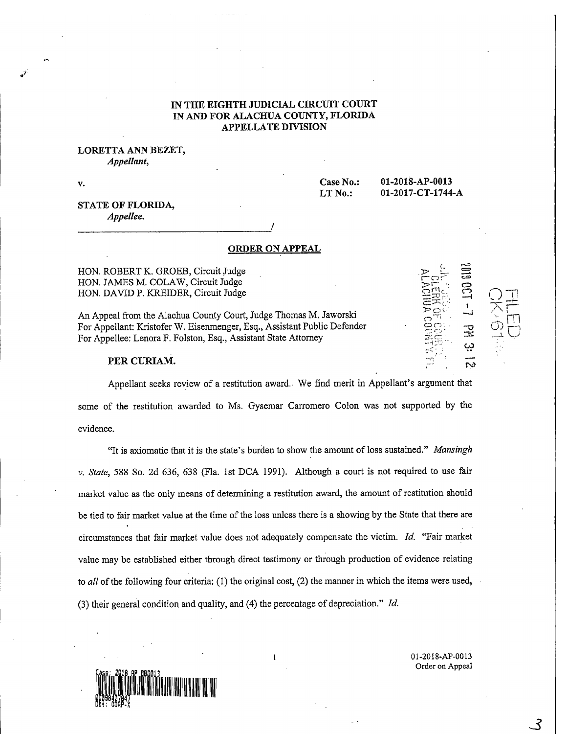# IN THE EIGHTH JUDICIAL CIRCUIT COURT
# IN AND FOR ALACHUA COUNTY, FLORIDA
# APPELLATE DIVISION

**LORETTA ANN BEZET,**
*Appellant,*

v.

**Case No.:** 01-2018-AP-0013
**LT No.:** 01-2017-CT-1744-A

**STATE OF FLORIDA,**
*Appellee.*
______________________________/

## ORDER ON APPEAL

HON. ROBERT K. GROEB, Circuit Judge
HON. JAMES M. COLAW, Circuit Judge
HON. DAVID P. KREIDER, Circuit Judge

An Appeal from the Alachua County Court, Judge Thomas M. Jaworski
For Appellant: Kristofer W. Eisenmenger, Esq., Assistant Public Defender
For Appellee: Lenora F. Folston, Esq., Assistant State Attorney

**PER CURIAM.**

Appellant seeks review of a restitution award. We find merit in Appellant's argument that some of the restitution awarded to Ms. Gysemar Carromero Colon was not supported by the evidence.

"It is axiomatic that it is the state's burden to show the amount of loss sustained." *Mansingh v. State*, 588 So. 2d 636, 638 (Fla. 1st DCA 1991). Although a court is not required to use fair market value as the only means of determining a restitution award, the amount of restitution should be tied to fair market value at the time of the loss unless there is a showing by the State that there are circumstances that fair market value does not adequately compensate the victim. *Id.* "Fair market value may be established either through direct testimony or through production of evidence relating to *all* of the following four criteria: (1) the original cost, (2) the manner in which the items were used, (3) their general condition and quality, and (4) the percentage of depreciation." *Id.*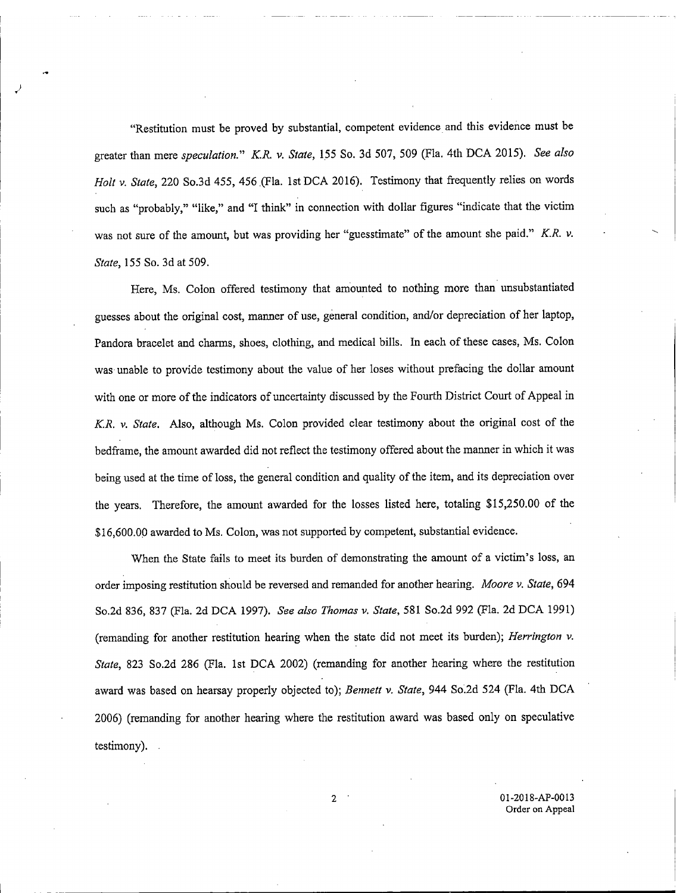"Restitution must be proved by substantial, competent evidence and this evidence must be greater than mere *speculation.*" *K.R. v. State*, 155 So. 3d 507, 509 (Fla. 4th DCA 2015). *See also Holt v. State*, 220 So.3d 455, 456 (Fla. 1st DCA 2016). Testimony that frequently relies on words such as "probably," "like," and "I think" in connection with dollar figures "indicate that the victim was not sure of the amount, but was providing her "guesstimate" of the amount she paid." *K.R. v. State*, 155 So. 3d at 509.

Here, Ms. Colon offered testimony that amounted to nothing more than unsubstantiated guesses about the original cost, manner of use, general condition, and/or depreciation of her laptop, Pandora bracelet and charms, shoes, clothing, and medical bills. In each of these cases, Ms. Colon was unable to provide testimony about the value of her loses without prefacing the dollar amount with one or more of the indicators of uncertainty discussed by the Fourth District Court of Appeal in *K.R. v. State*. Also, although Ms. Colon provided clear testimony about the original cost of the bedframe, the amount awarded did not reflect the testimony offered about the manner in which it was being used at the time of loss, the general condition and quality of the item, and its depreciation over the years. Therefore, the amount awarded for the losses listed here, totaling $15,250.00 of the $16,600.00 awarded to Ms. Colon, was not supported by competent, substantial evidence.

When the State fails to meet its burden of demonstrating the amount of a victim's loss, an order imposing restitution should be reversed and remanded for another hearing. *Moore v. State*, 694 So.2d 836, 837 (Fla. 2d DCA 1997). *See also Thomas v. State*, 581 So.2d 992 (Fla. 2d DCA 1991) (remanding for another restitution hearing when the state did not meet its burden); *Herrington v. State*, 823 So.2d 286 (Fla. 1st DCA 2002) (remanding for another hearing where the restitution award was based on hearsay properly objected to); *Bennett v. State*, 944 So.2d 524 (Fla. 4th DCA 2006) (remanding for another hearing where the restitution award was based only on speculative testimony).

01-2018-AP-0013
Order on Appeal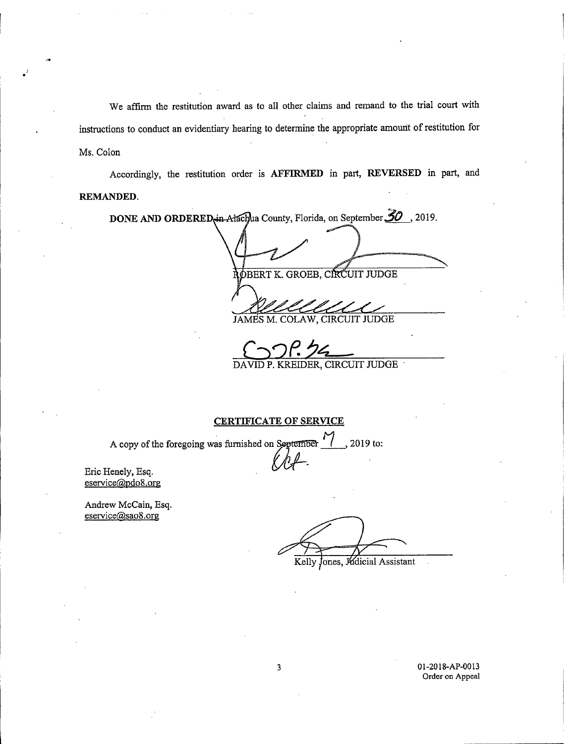We affirm the restitution award as to all other claims and remand to the trial court with instructions to conduct an evidentiary hearing to determine the appropriate amount of restitution for Ms. Colon

Accordingly, the restitution order is **AFFIRMED** in part, **REVERSED** in part, and **REMANDED**.

**DONE AND ORDERED** in Alachua County, Florida, on September 30, 2019.

ROBERT K. GROEB, CIRCUIT JUDGE

JAMES M. COLAW, CIRCUIT JUDGE

DAVID P. KREIDER, CIRCUIT JUDGE

**CERTIFICATE OF SERVICE**

A copy of the foregoing was furnished on ~~September~~ Oct. 1, 2019 to:

Eric Henely, Esq.
eservice@pdo8.org

Andrew McCain, Esq.
eservice@sao8.org

Kelly Jones, Judicial Assistant

01-2018-AP-0013
Order on Appeal